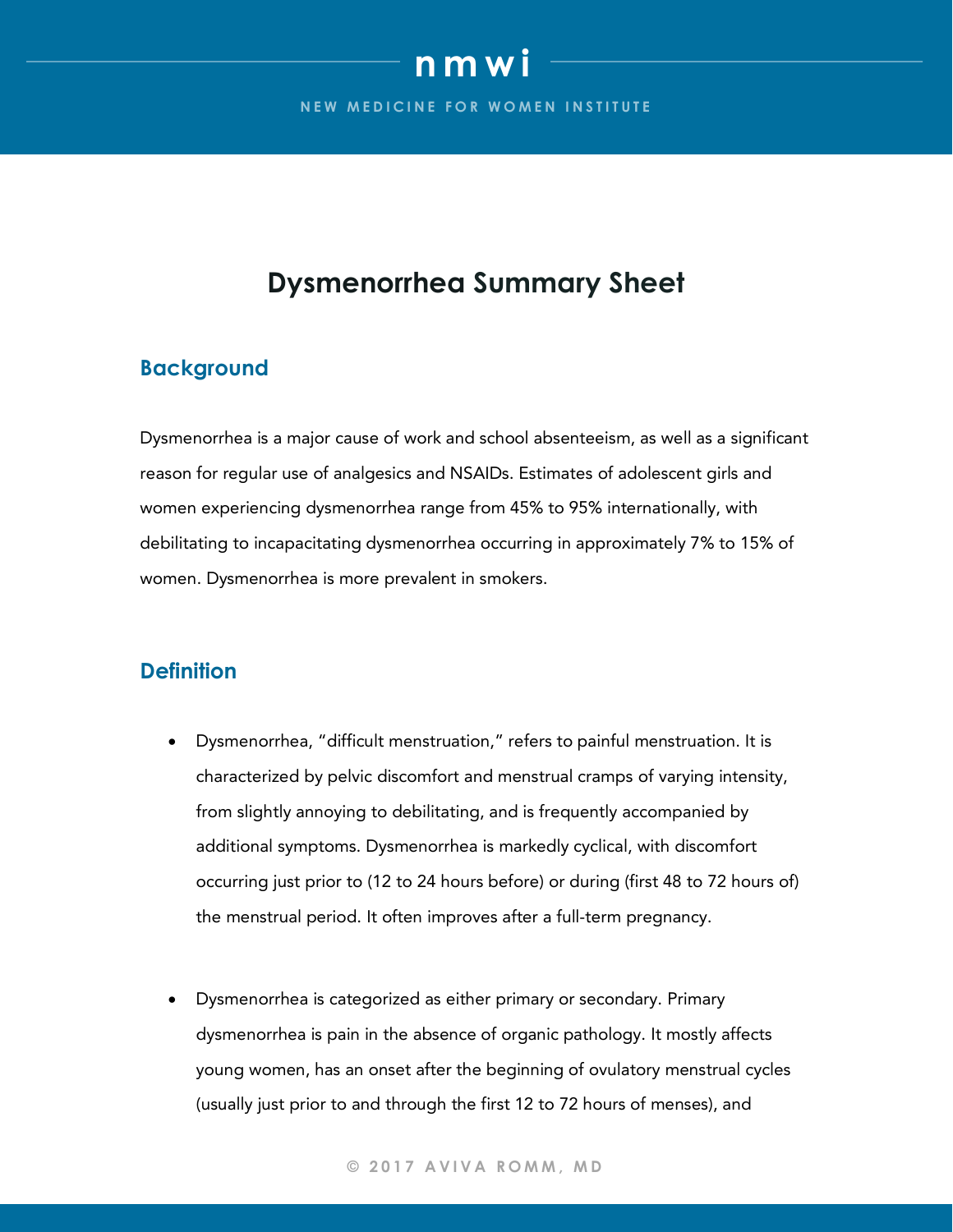# Dysmenorrhea Summary Sheet

## Background

Dysmenorrhea is a major cause of work and school absenteeism, as well as a significant reason for regular use of analgesics and NSAIDs. Estimates of adolescent girls and women experiencing dysmenorrhea range from 45% to 95% internationally, with debilitating to incapacitating dysmenorrhea occurring in approximately 7% to 15% of women. Dysmenorrhea is more prevalent in smokers.

## Definition

- Dysmenorrhea, "difficult menstruation," refers to painful menstruation. It is characterized by pelvic discomfort and menstrual cramps of varying intensity, from slightly annoying to debilitating, and is frequently accompanied by additional symptoms. Dysmenorrhea is markedly cyclical, with discomfort occurring just prior to (12 to 24 hours before) or during (first 48 to 72 hours of) the menstrual period. It often improves after a full-term pregnancy.

- Dysmenorrhea is categorized as either primary or secondary. Primary dysmenorrhea is pain in the absence of organic pathology. It mostly affects young women, has an onset after the beginning of ovulatory menstrual cycles (usually just prior to and through the first 12 to 72 hours of menses), and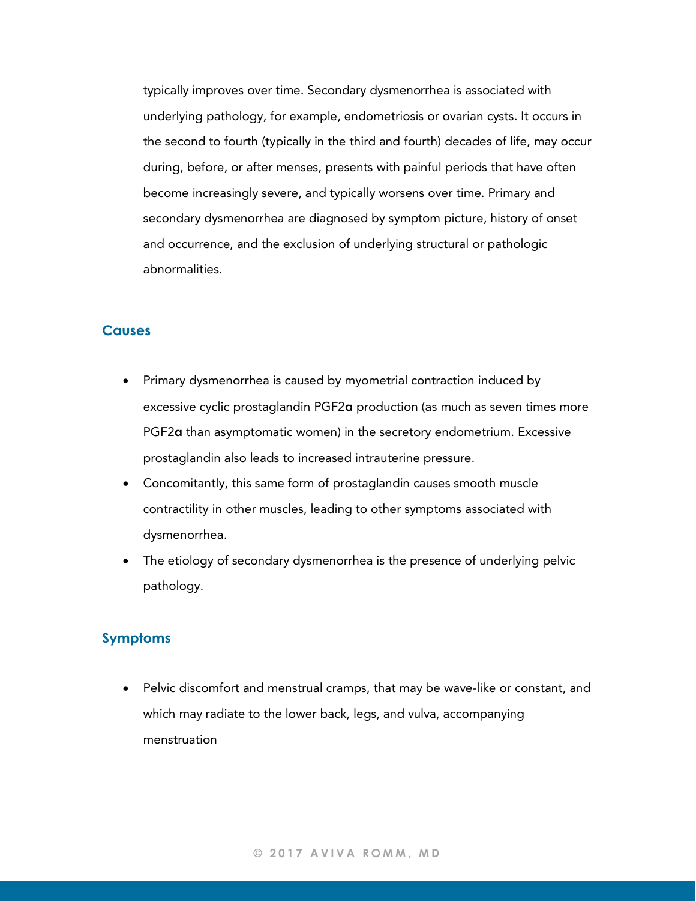typically improves over time. Secondary dysmenorrhea is associated with underlying pathology, for example, endometriosis or ovarian cysts. It occurs in the second to fourth (typically in the third and fourth) decades of life, may occur during, before, or after menses, presents with painful periods that have often become increasingly severe, and typically worsens over time. Primary and secondary dysmenorrhea are diagnosed by symptom picture, history of onset and occurrence, and the exclusion of underlying structural or pathologic abnormalities.

## Causes

- Primary dysmenorrhea is caused by myometrial contraction induced by excessive cyclic prostaglandin PGF2**α** production (as much as seven times more PGF2**α** than asymptomatic women) in the secretory endometrium. Excessive prostaglandin also leads to increased intrauterine pressure.
- Concomitantly, this same form of prostaglandin causes smooth muscle contractility in other muscles, leading to other symptoms associated with dysmenorrhea.
- The etiology of secondary dysmenorrhea is the presence of underlying pelvic pathology.

## Symptoms

- Pelvic discomfort and menstrual cramps, that may be wave-like or constant, and which may radiate to the lower back, legs, and vulva, accompanying menstruation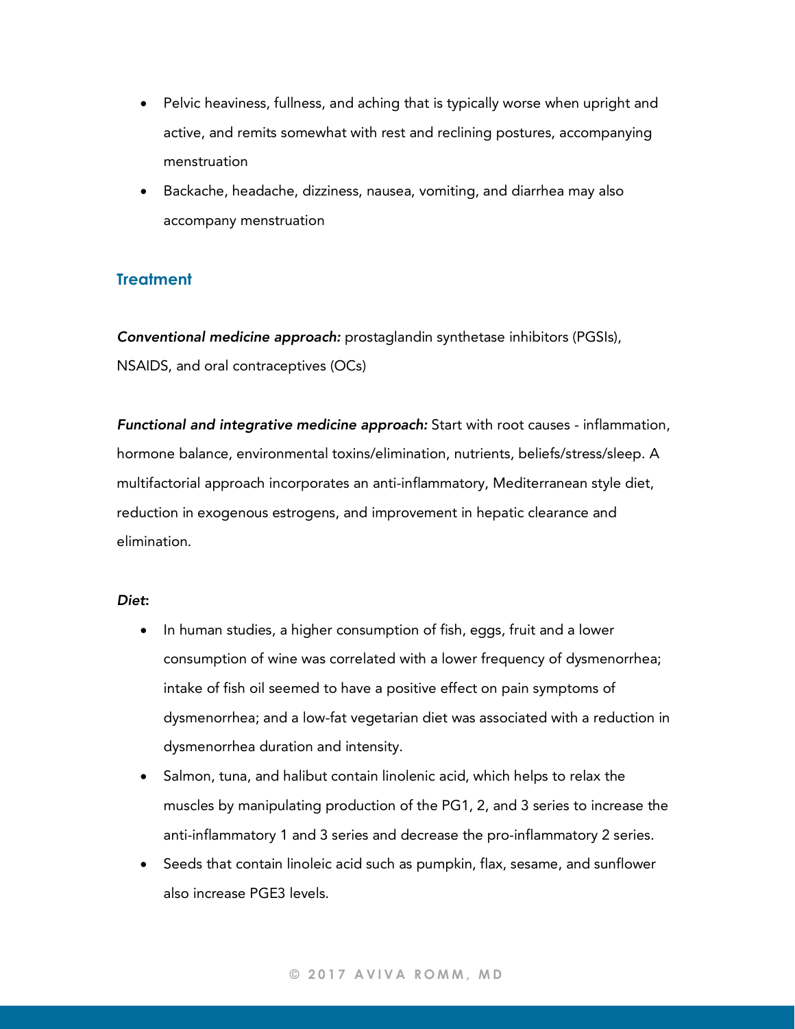- Pelvic heaviness, fullness, and aching that is typically worse when upright and active, and remits somewhat with rest and reclining postures, accompanying menstruation
- Backache, headache, dizziness, nausea, vomiting, and diarrhea may also accompany menstruation

## Treatment

***Conventional medicine approach:*** prostaglandin synthetase inhibitors (PGSIs), NSAIDS, and oral contraceptives (OCs)

***Functional and integrative medicine approach:*** Start with root causes - inflammation, hormone balance, environmental toxins/elimination, nutrients, beliefs/stress/sleep. A multifactorial approach incorporates an anti-inflammatory, Mediterranean style diet, reduction in exogenous estrogens, and improvement in hepatic clearance and elimination.

***Diet*:**

- In human studies, a higher consumption of fish, eggs, fruit and a lower consumption of wine was correlated with a lower frequency of dysmenorrhea; intake of fish oil seemed to have a positive effect on pain symptoms of dysmenorrhea; and a low-fat vegetarian diet was associated with a reduction in dysmenorrhea duration and intensity.
- Salmon, tuna, and halibut contain linolenic acid, which helps to relax the muscles by manipulating production of the PG1, 2, and 3 series to increase the anti-inflammatory 1 and 3 series and decrease the pro-inflammatory 2 series.
- Seeds that contain linoleic acid such as pumpkin, flax, sesame, and sunflower also increase PGE3 levels.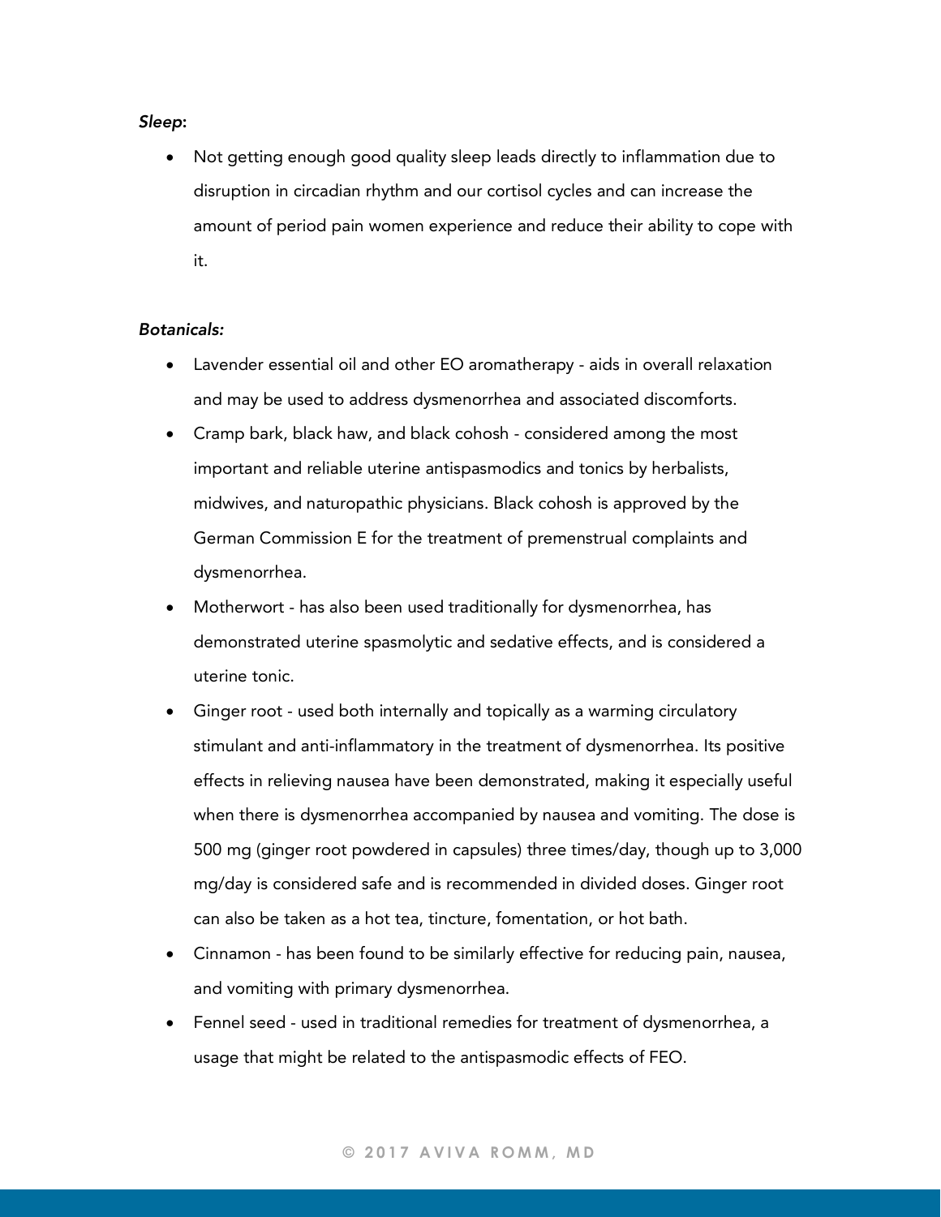***Sleep*:**

- Not getting enough good quality sleep leads directly to inflammation due to disruption in circadian rhythm and our cortisol cycles and can increase the amount of period pain women experience and reduce their ability to cope with it.

***Botanicals:***

- Lavender essential oil and other EO aromatherapy - aids in overall relaxation and may be used to address dysmenorrhea and associated discomforts.
- Cramp bark, black haw, and black cohosh - considered among the most important and reliable uterine antispasmodics and tonics by herbalists, midwives, and naturopathic physicians. Black cohosh is approved by the German Commission E for the treatment of premenstrual complaints and dysmenorrhea.
- Motherwort - has also been used traditionally for dysmenorrhea, has demonstrated uterine spasmolytic and sedative effects, and is considered a uterine tonic.
- Ginger root - used both internally and topically as a warming circulatory stimulant and anti-inflammatory in the treatment of dysmenorrhea. Its positive effects in relieving nausea have been demonstrated, making it especially useful when there is dysmenorrhea accompanied by nausea and vomiting. The dose is 500 mg (ginger root powdered in capsules) three times/day, though up to 3,000 mg/day is considered safe and is recommended in divided doses. Ginger root can also be taken as a hot tea, tincture, fomentation, or hot bath.
- Cinnamon - has been found to be similarly effective for reducing pain, nausea, and vomiting with primary dysmenorrhea.
- Fennel seed - used in traditional remedies for treatment of dysmenorrhea, a usage that might be related to the antispasmodic effects of FEO.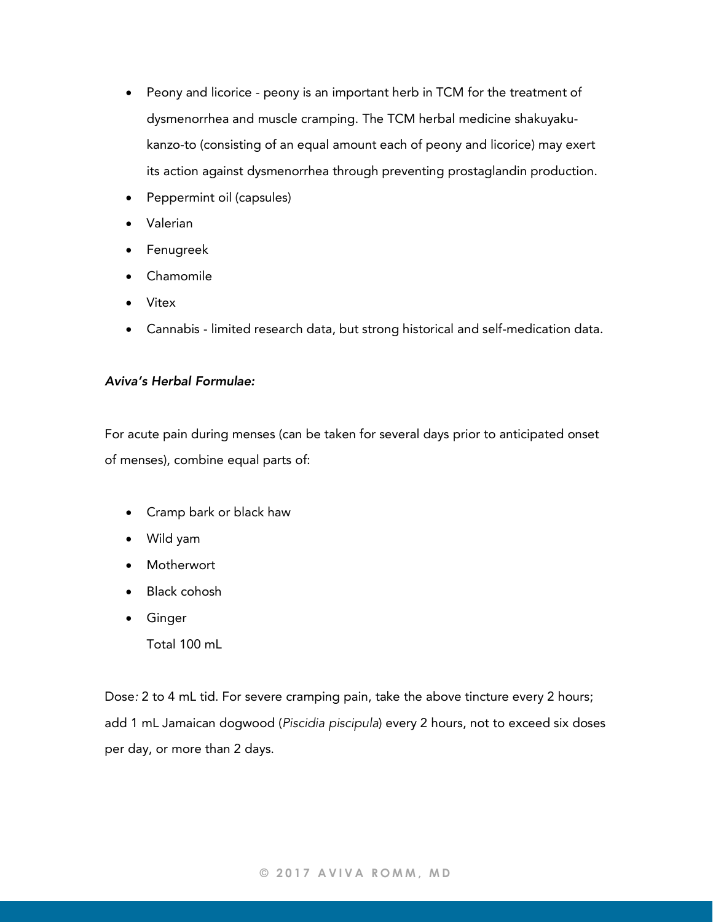- Peony and licorice - peony is an important herb in TCM for the treatment of dysmenorrhea and muscle cramping. The TCM herbal medicine shakuyaku-kanzo-to (consisting of an equal amount each of peony and licorice) may exert its action against dysmenorrhea through preventing prostaglandin production.
- Peppermint oil (capsules)
- Valerian
- Fenugreek
- Chamomile
- Vitex
- Cannabis - limited research data, but strong historical and self-medication data.

***Aviva's Herbal Formulae:***

For acute pain during menses (can be taken for several days prior to anticipated onset of menses), combine equal parts of:

- Cramp bark or black haw
- Wild yam
- Motherwort
- Black cohosh
- Ginger

  Total 100 mL

Dose*:* 2 to 4 mL tid. For severe cramping pain, take the above tincture every 2 hours; add 1 mL Jamaican dogwood (*Piscidia piscipula*) every 2 hours, not to exceed six doses per day, or more than 2 days.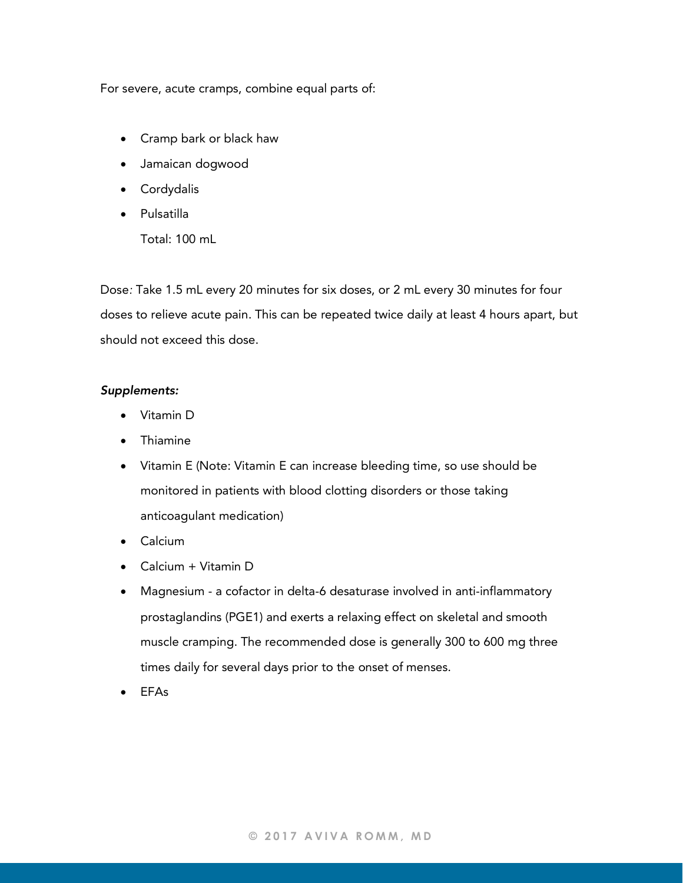For severe, acute cramps, combine equal parts of:

- Cramp bark or black haw
- Jamaican dogwood
- Cordydalis
- Pulsatilla

  Total: 100 mL

Dose*:* Take 1.5 mL every 20 minutes for six doses, or 2 mL every 30 minutes for four doses to relieve acute pain. This can be repeated twice daily at least 4 hours apart, but should not exceed this dose.

***Supplements:***

- Vitamin D
- Thiamine
- Vitamin E (Note: Vitamin E can increase bleeding time, so use should be monitored in patients with blood clotting disorders or those taking anticoagulant medication)
- Calcium
- Calcium + Vitamin D
- Magnesium - a cofactor in delta-6 desaturase involved in anti-inflammatory prostaglandins (PGE1) and exerts a relaxing effect on skeletal and smooth muscle cramping. The recommended dose is generally 300 to 600 mg three times daily for several days prior to the onset of menses.
- EFAs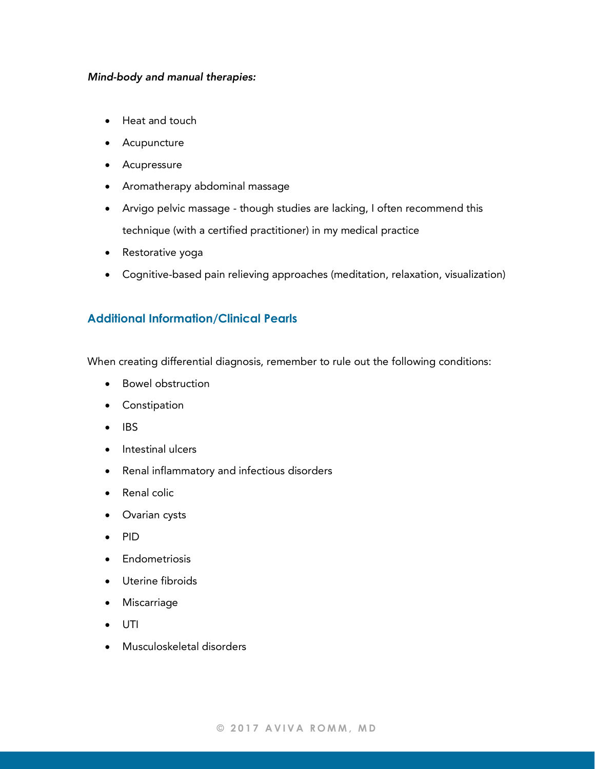***Mind-body and manual therapies:***

- Heat and touch
- Acupuncture
- Acupressure
- Aromatherapy abdominal massage
- Arvigo pelvic massage - though studies are lacking, I often recommend this technique (with a certified practitioner) in my medical practice
- Restorative yoga
- Cognitive-based pain relieving approaches (meditation, relaxation, visualization)

## Additional Information/Clinical Pearls

When creating differential diagnosis, remember to rule out the following conditions:

- Bowel obstruction
- Constipation
- IBS
- Intestinal ulcers
- Renal inflammatory and infectious disorders
- Renal colic
- Ovarian cysts
- PID
- Endometriosis
- Uterine fibroids
- Miscarriage
- UTI
- Musculoskeletal disorders